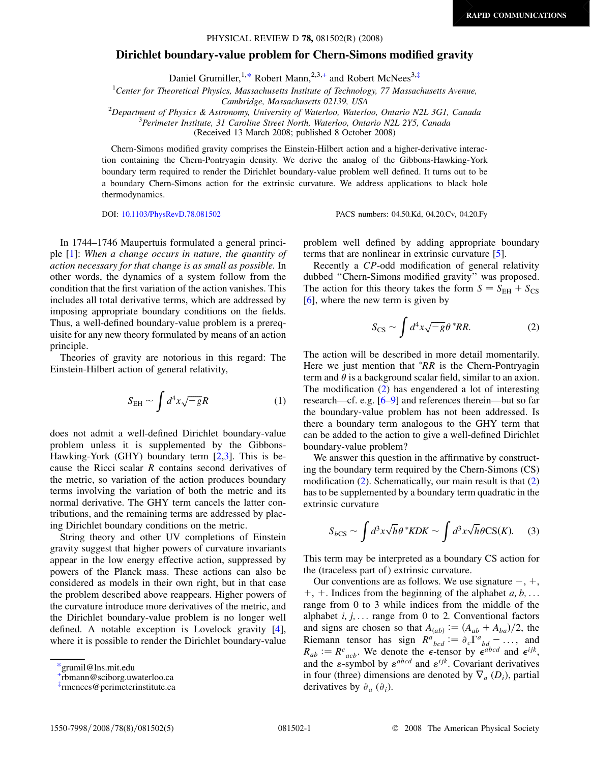# Dirichlet boundary-value problem for Chern-Simons modified gravity

Daniel Grumiller,[1,*] Robert Mann,[2,3,+] and Robert McNees[3,‡]

[1]*Center for Theoretical Physics, Massachusetts Institute of Technology, 77 Massachusetts Avenue, Cambridge, Massachusetts 02139, USA*

[2]*Department of Physics & Astronomy, University of Waterloo, Waterloo, Ontario N2L 3G1, Canada*

[3]*Perimeter Institute, 31 Caroline Street North, Waterloo, Ontario N2L 2Y5, Canada*

(Received 13 March 2008; published 8 October 2008)

Chern-Simons modified gravity comprises the Einstein-Hilbert action and a higher-derivative interaction containing the Chern-Pontryagin density. We derive the analog of the Gibbons-Hawking-York boundary term required to render the Dirichlet boundary-value problem well defined. It turns out to be a boundary Chern-Simons action for the extrinsic curvature. We address applications to black hole thermodynamics.

DOI: 10.1103/PhysRevD.78.081502 PACS numbers: 04.50.Kd, 04.20.Cv, 04.20.Fy

In 1744–1746 Maupertuis formulated a general principle [1]: *When a change occurs in nature, the quantity of action necessary for that change is as small as possible.* In other words, the dynamics of a system follow from the condition that the first variation of the action vanishes. This includes all total derivative terms, which are addressed by imposing appropriate boundary conditions on the fields. Thus, a well-defined boundary-value problem is a prerequisite for any new theory formulated by means of an action principle.

Theories of gravity are notorious in this regard: The Einstein-Hilbert action of general relativity,

$$S_{\mathrm{EH}} \sim \int d^4x\sqrt{-g}R \tag{1}$$

does not admit a well-defined Dirichlet boundary-value problem unless it is supplemented by the Gibbons-Hawking-York (GHY) boundary term [2,3]. This is because the Ricci scalar $R$ contains second derivatives of the metric, so variation of the action produces boundary terms involving the variation of both the metric and its normal derivative. The GHY term cancels the latter contributions, and the remaining terms are addressed by placing Dirichlet boundary conditions on the metric.

String theory and other UV completions of Einstein gravity suggest that higher powers of curvature invariants appear in the low energy effective action, suppressed by powers of the Planck mass. These actions can also be considered as models in their own right, but in that case the problem described above reappears. Higher powers of the curvature introduce more derivatives of the metric, and the Dirichlet boundary-value problem is no longer well defined. A notable exception is Lovelock gravity [4], where it is possible to render the Dirichlet boundary-value problem well defined by adding appropriate boundary terms that are nonlinear in extrinsic curvature [5].

Recently a *CP*-odd modification of general relativity dubbed "Chern-Simons modified gravity" was proposed. The action for this theory takes the form $S = S_{\mathrm{EH}} + S_{\mathrm{CS}}$ [6], where the new term is given by

$$S_{\mathrm{CS}} \sim \int d^4x\sqrt{-g}\theta\,{}^*RR. \tag{2}$$

The action will be described in more detail momentarily. Here we just mention that ${}^*RR$ is the Chern-Pontryagin term and $\theta$ is a background scalar field, similar to an axion. The modification (2) has engendered a lot of interesting research—cf. e.g. [6–9] and references therein—but so far the boundary-value problem has not been addressed. Is there a boundary term analogous to the GHY term that can be added to the action to give a well-defined Dirichlet boundary-value problem?

We answer this question in the affirmative by constructing the boundary term required by the Chern-Simons (CS) modification (2). Schematically, our main result is that (2) has to be supplemented by a boundary term quadratic in the extrinsic curvature

$$S_{b\mathrm{CS}} \sim \int d^3x\sqrt{h}\theta\,{}^*KDK \sim \int d^3x\sqrt{h}\theta\mathrm{CS}(K). \tag{3}$$

This term may be interpreted as a boundary CS action for the (traceless part of) extrinsic curvature.

Our conventions are as follows. We use signature $-$, $+$, $+$, $+$. Indices from the beginning of the alphabet $a, b, \ldots$ range from 0 to 3 while indices from the middle of the alphabet $i, j, \ldots$ range from 0 to 2. Conventional factors and signs are chosen so that $A_{(ab)} := (A_{ab} + A_{ba})/2$, the Riemann tensor has sign $R^a{}_{bcd} := \partial_c\Gamma^a{}_{bd} - \ldots$, and $R_{ab} := R^c{}_{acb}$. We denote the $\epsilon$-tensor by $\epsilon^{abcd}$ and $\epsilon^{ijk}$, and the $\varepsilon$-symbol by $\varepsilon^{abcd}$ and $\varepsilon^{ijk}$. Covariant derivatives in four (three) dimensions are denoted by $\nabla_a$ ($D_i$), partial derivatives by $\partial_a$ ($\partial_i$).

---

*grumil@lns.mit.edu

+rbmann@sciborg.uwaterloo.ca

‡rmcnees@perimeterinstitute.ca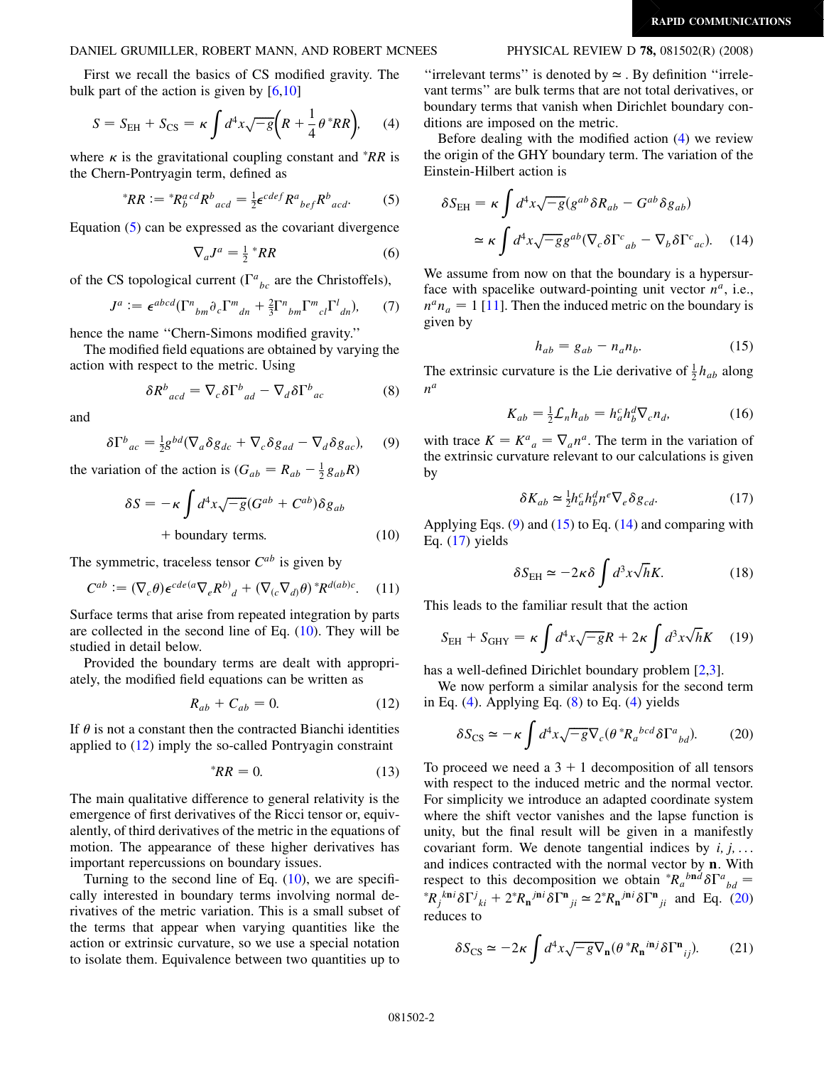First we recall the basics of CS modified gravity. The bulk part of the action is given by [6,10]

$$S = S_{\rm EH} + S_{\rm CS} = \kappa \int d^4x\sqrt{-g}\Big(R + \frac{1}{4}\theta\, {}^*RR\Big), \tag{4}$$

where $\kappa$ is the gravitational coupling constant and ${}^*RR$ is the Chern-Pontryagin term, defined as

$${}^*RR := {}^*R^{a}{}_{b}{}^{cd}R^b{}_{acd} = \tfrac{1}{2}\epsilon^{cdef}R^a{}_{bef}R^b{}_{acd}. \tag{5}$$

Equation (5) can be expressed as the covariant divergence

$$\nabla_a J^a = \tfrac{1}{2}\,{}^*RR \tag{6}$$

of the CS topological current ($\Gamma^a{}_{bc}$ are the Christoffels),

$$J^a := \epsilon^{abcd}\big(\Gamma^n{}_{bm}\partial_c\Gamma^m{}_{dn} + \tfrac{2}{3}\Gamma^n{}_{bm}\Gamma^m{}_{cl}\Gamma^l{}_{dn}\big), \tag{7}$$

hence the name "Chern-Simons modified gravity."

The modified field equations are obtained by varying the action with respect to the metric. Using

$$\delta R^b{}_{acd} = \nabla_c\delta\Gamma^b{}_{ad} - \nabla_d\delta\Gamma^b{}_{ac} \tag{8}$$

and

$$\delta\Gamma^b{}_{ac} = \tfrac{1}{2}g^{bd}(\nabla_a\delta g_{dc} + \nabla_c\delta g_{ad} - \nabla_d\delta g_{ac}), \tag{9}$$

the variation of the action is ($G_{ab} = R_{ab} - \frac{1}{2}g_{ab}R$)

$$\delta S = -\kappa\int d^4x\sqrt{-g}(G^{ab} + C^{ab})\delta g_{ab} + \text{boundary terms}. \tag{10}$$

The symmetric, traceless tensor $C^{ab}$ is given by

$$C^{ab} := (\nabla_c\theta)\epsilon^{cde(a}\nabla_e R^{b)}{}_d + (\nabla_{(c}\nabla_{d)}\theta)\,{}^*R^{d(ab)c}. \tag{11}$$

Surface terms that arise from repeated integration by parts are collected in the second line of Eq. (10). They will be studied in detail below.

Provided the boundary terms are dealt with appropriately, the modified field equations can be written as

$$R_{ab} + C_{ab} = 0. \tag{12}$$

If $\theta$ is not a constant then the contracted Bianchi identities applied to (12) imply the so-called Pontryagin constraint

$${}^*RR = 0. \tag{13}$$

The main qualitative difference to general relativity is the emergence of first derivatives of the Ricci tensor or, equivalently, of third derivatives of the metric in the equations of motion. The appearance of these higher derivatives has important repercussions on boundary issues.

Turning to the second line of Eq. (10), we are specifically interested in boundary terms involving normal derivatives of the metric variation. This is a small subset of the terms that appear when varying quantities like the action or extrinsic curvature, so we use a special notation to isolate them. Equivalence between two quantities up to "irrelevant terms" is denoted by $\simeq$. By definition "irrelevant terms" are bulk terms that are not total derivatives, or boundary terms that vanish when Dirichlet boundary conditions are imposed on the metric.

Before dealing with the modified action (4) we review the origin of the GHY boundary term. The variation of the Einstein-Hilbert action is

$$\delta S_{\rm EH} = \kappa\int d^4x\sqrt{-g}(g^{ab}\delta R_{ab} - G^{ab}\delta g_{ab})$$
$$\simeq \kappa\int d^4x\sqrt{-g}g^{ab}(\nabla_c\delta\Gamma^c{}_{ab} - \nabla_b\delta\Gamma^c{}_{ac}). \tag{14}$$

We assume from now on that the boundary is a hypersurface with spacelike outward-pointing unit vector $n^a$, i.e., $n^a n_a = 1$ [11]. Then the induced metric on the boundary is given by

$$h_{ab} = g_{ab} - n_a n_b. \tag{15}$$

The extrinsic curvature is the Lie derivative of $\frac{1}{2}h_{ab}$ along $n^a$

$$K_{ab} = \tfrac{1}{2}\mathcal{L}_n h_{ab} = h^c_a h^d_b\nabla_c n_d, \tag{16}$$

with trace $K = K^a{}_a = \nabla_a n^a$. The term in the variation of the extrinsic curvature relevant to our calculations is given by

$$\delta K_{ab} \simeq \tfrac{1}{2}h^c_a h^d_b n^e\nabla_e\delta g_{cd}. \tag{17}$$

Applying Eqs. (9) and (15) to Eq. (14) and comparing with Eq. (17) yields

$$\delta S_{\rm EH} \simeq -2\kappa\delta\int d^3x\sqrt{h}K. \tag{18}$$

This leads to the familiar result that the action

$$S_{\rm EH} + S_{\rm GHY} = \kappa\int d^4x\sqrt{-g}R + 2\kappa\int d^3x\sqrt{h}K \tag{19}$$

has a well-defined Dirichlet boundary problem [2,3].

We now perform a similar analysis for the second term in Eq. (4). Applying Eq. (8) to Eq. (4) yields

$$\delta S_{\rm CS} \simeq -\kappa\int d^4x\sqrt{-g}\nabla_c(\theta\,{}^*R_a{}^{bcd}\delta\Gamma^a{}_{bd}). \tag{20}$$

To proceed we need a 3 + 1 decomposition of all tensors with respect to the induced metric and the normal vector. For simplicity we introduce an adapted coordinate system where the shift vector vanishes and the lapse function is unity, but the final result will be given in a manifestly covariant form. We denote tangential indices by $i, j, \ldots$ and indices contracted with the normal vector by $\mathbf{n}$. With respect to this decomposition we obtain ${}^*R_a{}^{b\mathbf{n}d}\delta\Gamma^a{}_{bd} = {}^*R_j{}^{k\mathbf{n}i}\delta\Gamma^j{}_{ki} + 2\,{}^*R_{\mathbf{n}}{}^{j\mathbf{n}i}\delta\Gamma^{\mathbf{n}}{}_{ji} \simeq 2\,{}^*R_{\mathbf{n}}{}^{j\mathbf{n}i}\delta\Gamma^{\mathbf{n}}{}_{ji}$ and Eq. (20) reduces to

$$\delta S_{\rm CS} \simeq -2\kappa\int d^4x\sqrt{-g}\nabla_{\mathbf{n}}(\theta\,{}^*R_{\mathbf{n}}{}^{i\mathbf{n}j}\delta\Gamma^{\mathbf{n}}{}_{ij}). \tag{21}$$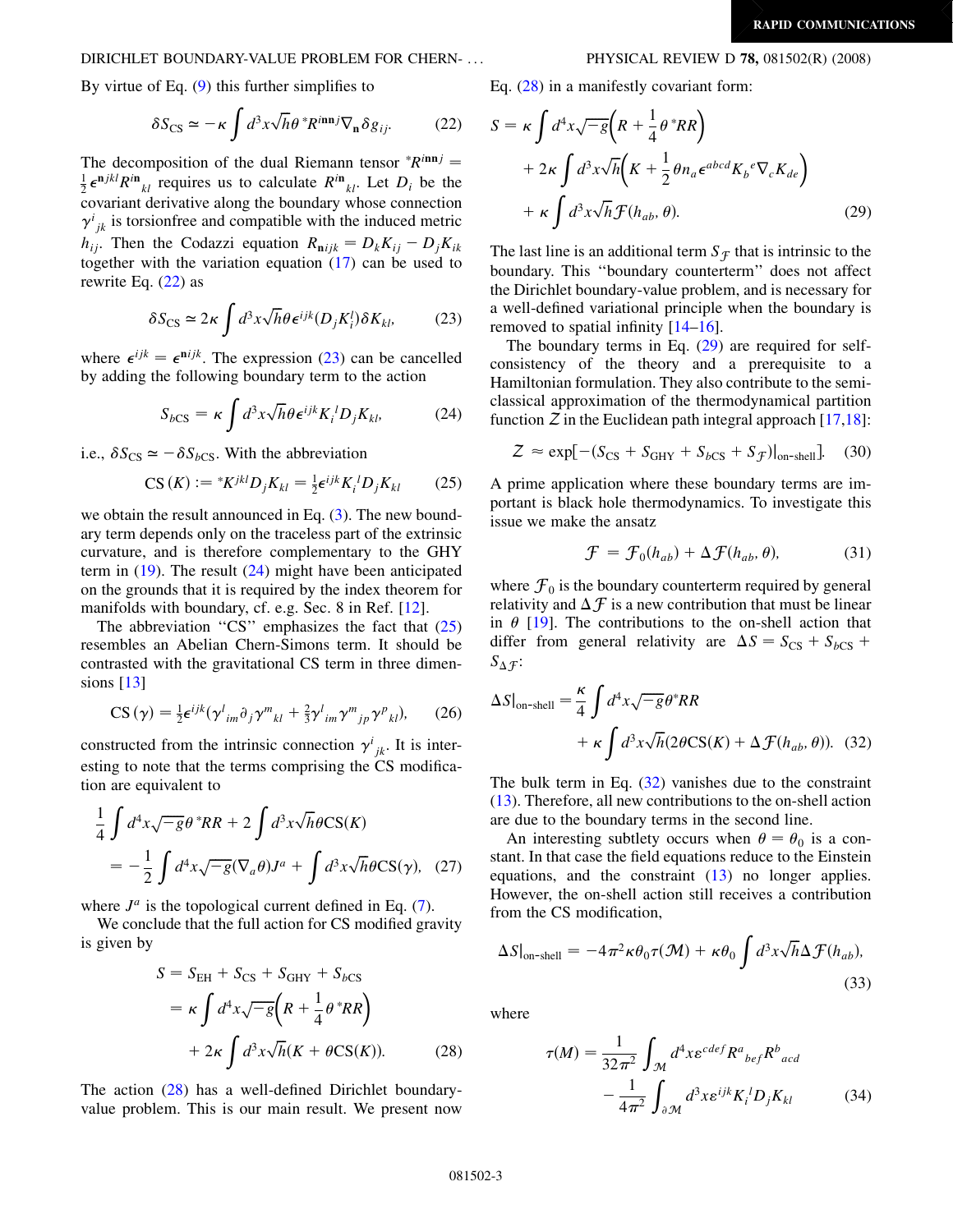By virtue of Eq. (9) this further simplifies to

$$\delta S_{\text{CS}} \simeq -\kappa \int d^3x \sqrt{h}\theta\, {}^*R^{i\mathbf{n}\mathbf{n}j}\nabla_{\mathbf{n}}\delta g_{ij}. \tag{22}$$

The decomposition of the dual Riemann tensor ${}^*R^{i\mathbf{n}\mathbf{n}j} = \frac{1}{2}\epsilon^{\mathbf{n}jkl}R^{i\mathbf{n}}{}_{kl}$ requires us to calculate $R^{i\mathbf{n}}{}_{kl}$. Let $D_i$ be the covariant derivative along the boundary whose connection $\gamma^i{}_{jk}$ is torsionfree and compatible with the induced metric $h_{ij}$. Then the Codazzi equation $R_{\mathbf{n}ijk} = D_k K_{ij} - D_j K_{ik}$ together with the variation equation (17) can be used to rewrite Eq. (22) as

$$\delta S_{\text{CS}} \simeq 2\kappa \int d^3x \sqrt{h}\theta\epsilon^{ijk}(D_j K_i^l)\delta K_{kl}, \tag{23}$$

where $\epsilon^{ijk} = \epsilon^{\mathbf{n}ijk}$. The expression (23) can be cancelled by adding the following boundary term to the action

$$S_{b\text{CS}} = \kappa \int d^3x \sqrt{h}\theta\epsilon^{ijk}K_i{}^l D_j K_{kl}, \tag{24}$$

i.e., $\delta S_{\text{CS}} \simeq -\delta S_{b\text{CS}}$. With the abbreviation

$$\text{CS}(K) := {}^*K^{jkl}D_j K_{kl} = \tfrac{1}{2}\epsilon^{ijk}K_i{}^l D_j K_{kl} \tag{25}$$

we obtain the result announced in Eq. (3). The new boundary term depends only on the traceless part of the extrinsic curvature, and is therefore complementary to the GHY term in (19). The result (24) might have been anticipated on the grounds that it is required by the index theorem for manifolds with boundary, cf. e.g. Sec. 8 in Ref. [12].

The abbreviation "CS" emphasizes the fact that (25) resembles an Abelian Chern-Simons term. It should be contrasted with the gravitational CS term in three dimensions [13]

$$\text{CS}(\gamma) = \tfrac{1}{2}\epsilon^{ijk}(\gamma^l{}_{im}\partial_j\gamma^m{}_{kl} + \tfrac{2}{3}\gamma^l{}_{im}\gamma^m{}_{jp}\gamma^p{}_{kl}), \tag{26}$$

constructed from the intrinsic connection $\gamma^i{}_{jk}$. It is interesting to note that the terms comprising the CS modification are equivalent to

$$\frac{1}{4}\int d^4x\sqrt{-g}\theta\, {}^*RR + 2\int d^3x\sqrt{h}\theta\text{CS}(K) = -\frac{1}{2}\int d^4x\sqrt{-g}(\nabla_a\theta)J^a + \int d^3x\sqrt{h}\theta\text{CS}(\gamma), \tag{27}$$

where $J^a$ is the topological current defined in Eq. (7).

We conclude that the full action for CS modified gravity is given by

$$\begin{aligned} S &= S_{\text{EH}} + S_{\text{CS}} + S_{\text{GHY}} + S_{b\text{CS}} \\ &= \kappa\int d^4x\sqrt{-g}\Big(R + \frac{1}{4}\theta\,{}^*RR\Big) \\ &\quad + 2\kappa\int d^3x\sqrt{h}(K + \theta\text{CS}(K)). \end{aligned} \tag{28}$$

The action (28) has a well-defined Dirichlet boundary-value problem. This is our main result. We present now Eq. (28) in a manifestly covariant form:

$$\begin{aligned} S &= \kappa\int d^4x\sqrt{-g}\Big(R + \frac{1}{4}\theta\,{}^*RR\Big) \\ &\quad + 2\kappa\int d^3x\sqrt{h}\Big(K + \frac{1}{2}\theta n_a\epsilon^{abcd}K_b{}^e\nabla_c K_{de}\Big) \\ &\quad + \kappa\int d^3x\sqrt{h}\mathcal{F}(h_{ab},\theta). \end{aligned} \tag{29}$$

The last line is an additional term $S_{\mathcal{F}}$ that is intrinsic to the boundary. This "boundary counterterm" does not affect the Dirichlet boundary-value problem, and is necessary for a well-defined variational principle when the boundary is removed to spatial infinity [14–16].

The boundary terms in Eq. (29) are required for self-consistency of the theory and a prerequisite to a Hamiltonian formulation. They also contribute to the semi-classical approximation of the thermodynamical partition function $Z$ in the Euclidean path integral approach [17,18]:

$$Z \approx \exp[-(S_{\text{CS}} + S_{\text{GHY}} + S_{b\text{CS}} + S_{\mathcal{F}})|_{\text{on-shell}}]. \tag{30}$$

A prime application where these boundary terms are important is black hole thermodynamics. To investigate this issue we make the ansatz

$$\mathcal{F} = \mathcal{F}_0(h_{ab}) + \Delta\mathcal{F}(h_{ab},\theta), \tag{31}$$

where $\mathcal{F}_0$ is the boundary counterterm required by general relativity and $\Delta\mathcal{F}$ is a new contribution that must be linear in $\theta$ [19]. The contributions to the on-shell action that differ from general relativity are $\Delta S = S_{\text{CS}} + S_{b\text{CS}} + S_{\Delta\mathcal{F}}$:

$$\Delta S|_{\text{on-shell}} = \frac{\kappa}{4}\int d^4x\sqrt{-g}\theta\,{}^*RR + \kappa\int d^3x\sqrt{h}(2\theta\text{CS}(K) + \Delta\mathcal{F}(h_{ab},\theta)). \tag{32}$$

The bulk term in Eq. (32) vanishes due to the constraint (13). Therefore, all new contributions to the on-shell action are due to the boundary terms in the second line.

An interesting subtlety occurs when $\theta = \theta_0$ is a constant. In that case the field equations reduce to the Einstein equations, and the constraint (13) no longer applies. However, the on-shell action still receives a contribution from the CS modification,

$$\Delta S|_{\text{on-shell}} = -4\pi^2\kappa\theta_0\tau(\mathcal{M}) + \kappa\theta_0\int d^3x\sqrt{h}\Delta\mathcal{F}(h_{ab}), \tag{33}$$

where

$$\tau(M) = \frac{1}{32\pi^2}\int_{\mathcal{M}} d^4x\varepsilon^{cdef}R^a{}_{bef}R^b{}_{acd} - \frac{1}{4\pi^2}\int_{\partial\mathcal{M}} d^3x\varepsilon^{ijk}K_i{}^l D_j K_{kl} \tag{34}$$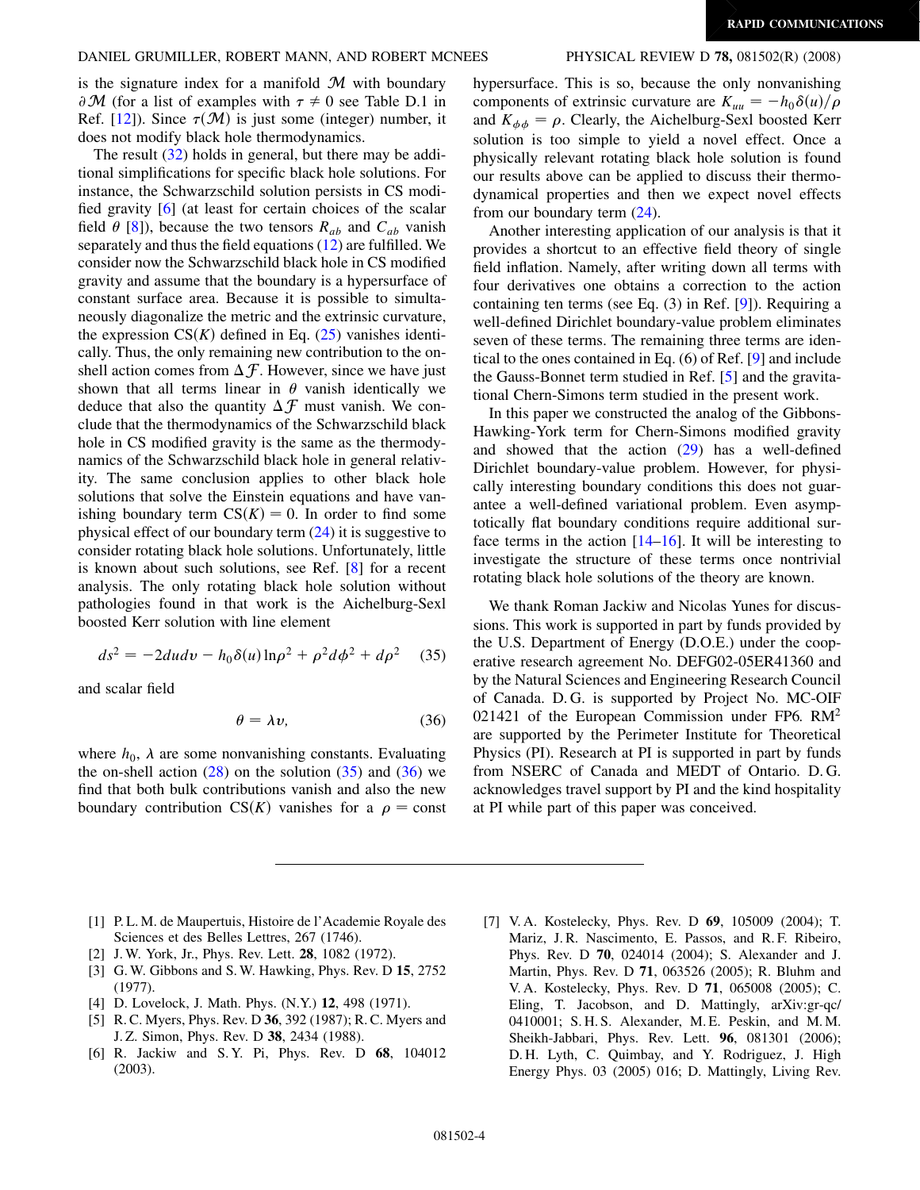is the signature index for a manifold $\mathcal{M}$ with boundary $\partial\mathcal{M}$ (for a list of examples with $\tau \neq 0$ see Table D.1 in Ref. [12]). Since $\tau(\mathcal{M})$ is just some (integer) number, it does not modify black hole thermodynamics.

The result (32) holds in general, but there may be additional simplifications for specific black hole solutions. For instance, the Schwarzschild solution persists in CS modified gravity [6] (at least for certain choices of the scalar field $\theta$ [8]), because the two tensors $R_{ab}$ and $C_{ab}$ vanish separately and thus the field equations (12) are fulfilled. We consider now the Schwarzschild black hole in CS modified gravity and assume that the boundary is a hypersurface of constant surface area. Because it is possible to simultaneously diagonalize the metric and the extrinsic curvature, the expression $\mathrm{CS}(K)$ defined in Eq. (25) vanishes identically. Thus, the only remaining new contribution to the on-shell action comes from $\Delta\mathcal{F}$. However, since we have just shown that all terms linear in $\theta$ vanish identically we deduce that also the quantity $\Delta\mathcal{F}$ must vanish. We conclude that the thermodynamics of the Schwarzschild black hole in CS modified gravity is the same as the thermodynamics of the Schwarzschild black hole in general relativity. The same conclusion applies to other black hole solutions that solve the Einstein equations and have vanishing boundary term $\mathrm{CS}(K) = 0$. In order to find some physical effect of our boundary term (24) it is suggestive to consider rotating black hole solutions. Unfortunately, little is known about such solutions, see Ref. [8] for a recent analysis. The only rotating black hole solution without pathologies found in that work is the Aichelburg-Sexl boosted Kerr solution with line element

$$ds^2 = -2dudv - h_0\delta(u)\ln\rho^2 + \rho^2 d\phi^2 + d\rho^2 \tag{35}$$

and scalar field

$$\theta = \lambda v, \tag{36}$$

where $h_0$, $\lambda$ are some nonvanishing constants. Evaluating the on-shell action (28) on the solution (35) and (36) we find that both bulk contributions vanish and also the new boundary contribution $\mathrm{CS}(K)$ vanishes for a $\rho = \mathrm{const}$ hypersurface. This is so, because the only nonvanishing components of extrinsic curvature are $K_{uu} = -h_0\delta(u)/\rho$ and $K_{\phi\phi} = \rho$. Clearly, the Aichelburg-Sexl boosted Kerr solution is too simple to yield a novel effect. Once a physically relevant rotating black hole solution is found our results above can be applied to discuss their thermodynamical properties and then we expect novel effects from our boundary term (24).

Another interesting application of our analysis is that it provides a shortcut to an effective field theory of single field inflation. Namely, after writing down all terms with four derivatives one obtains a correction to the action containing ten terms (see Eq. (3) in Ref. [9]). Requiring a well-defined Dirichlet boundary-value problem eliminates seven of these terms. The remaining three terms are identical to the ones contained in Eq. (6) of Ref. [9] and include the Gauss-Bonnet term studied in Ref. [5] and the gravitational Chern-Simons term studied in the present work.

In this paper we constructed the analog of the Gibbons-Hawking-York term for Chern-Simons modified gravity and showed that the action (29) has a well-defined Dirichlet boundary-value problem. However, for physically interesting boundary conditions this does not guarantee a well-defined variational problem. Even asymptotically flat boundary conditions require additional surface terms in the action [14–16]. It will be interesting to investigate the structure of these terms once nontrivial rotating black hole solutions of the theory are known.

We thank Roman Jackiw and Nicolas Yunes for discussions. This work is supported in part by funds provided by the U.S. Department of Energy (D.O.E.) under the cooperative research agreement No. DEFG02-05ER41360 and by the Natural Sciences and Engineering Research Council of Canada. D. G. is supported by Project No. MC-OIF 021421 of the European Commission under FP6. RM[2] are supported by the Perimeter Institute for Theoretical Physics (PI). Research at PI is supported in part by funds from NSERC of Canada and MEDT of Ontario. D. G. acknowledges travel support by PI and the kind hospitality at PI while part of this paper was conceived.

---

[1] P. L. M. de Maupertuis, Histoire de l'Academie Royale des Sciences et des Belles Lettres, 267 (1746).
[2] J. W. York, Jr., Phys. Rev. Lett. **28**, 1082 (1972).
[3] G. W. Gibbons and S. W. Hawking, Phys. Rev. D **15**, 2752 (1977).
[4] D. Lovelock, J. Math. Phys. (N.Y.) **12**, 498 (1971).
[5] R. C. Myers, Phys. Rev. D **36**, 392 (1987); R. C. Myers and J. Z. Simon, Phys. Rev. D **38**, 2434 (1988).
[6] R. Jackiw and S. Y. Pi, Phys. Rev. D **68**, 104012 (2003).
[7] V. A. Kostelecky, Phys. Rev. D **69**, 105009 (2004); T. Mariz, J. R. Nascimento, E. Passos, and R. F. Ribeiro, Phys. Rev. D **70**, 024014 (2004); S. Alexander and J. Martin, Phys. Rev. D **71**, 063526 (2005); R. Bluhm and V. A. Kostelecky, Phys. Rev. D **71**, 065008 (2005); C. Eling, T. Jacobson, and D. Mattingly, arXiv:gr-qc/0410001; S. H. S. Alexander, M. E. Peskin, and M. M. Sheikh-Jabbari, Phys. Rev. Lett. **96**, 081301 (2006); D. H. Lyth, C. Quimbay, and Y. Rodriguez, J. High Energy Phys. 03 (2005) 016; D. Mattingly, Living Rev.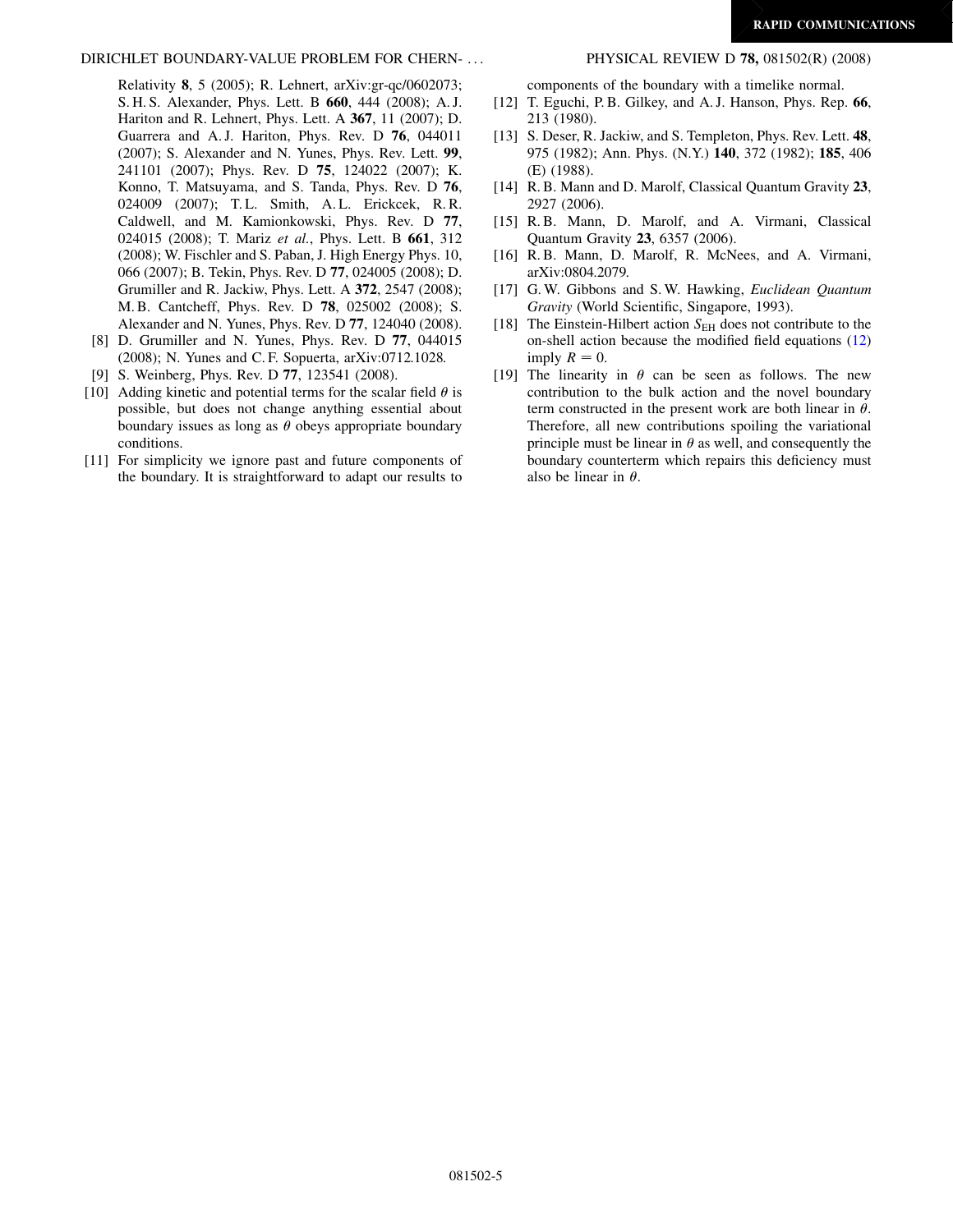Relativity **8**, 5 (2005); R. Lehnert, arXiv:gr-qc/0602073; S. H. S. Alexander, Phys. Lett. B **660**, 444 (2008); A. J. Hariton and R. Lehnert, Phys. Lett. A **367**, 11 (2007); D. Guarrera and A. J. Hariton, Phys. Rev. D **76**, 044011 (2007); S. Alexander and N. Yunes, Phys. Rev. Lett. **99**, 241101 (2007); Phys. Rev. D **75**, 124022 (2007); K. Konno, T. Matsuyama, and S. Tanda, Phys. Rev. D **76**, 024009 (2007); T. L. Smith, A. L. Erickcek, R. R. Caldwell, and M. Kamionkowski, Phys. Rev. D **77**, 024015 (2008); T. Mariz *et al.*, Phys. Lett. B **661**, 312 (2008); W. Fischler and S. Paban, J. High Energy Phys. 10, 066 (2007); B. Tekin, Phys. Rev. D **77**, 024005 (2008); D. Grumiller and R. Jackiw, Phys. Lett. A **372**, 2547 (2008); M. B. Cantcheff, Phys. Rev. D **78**, 025002 (2008); S. Alexander and N. Yunes, Phys. Rev. D **77**, 124040 (2008).

[8] D. Grumiller and N. Yunes, Phys. Rev. D **77**, 044015 (2008); N. Yunes and C. F. Sopuerta, arXiv:0712.1028.

[9] S. Weinberg, Phys. Rev. D **77**, 123541 (2008).

[10] Adding kinetic and potential terms for the scalar field $\theta$ is possible, but does not change anything essential about boundary issues as long as $\theta$ obeys appropriate boundary conditions.

[11] For simplicity we ignore past and future components of the boundary. It is straightforward to adapt our results to components of the boundary with a timelike normal.

[12] T. Eguchi, P. B. Gilkey, and A. J. Hanson, Phys. Rep. **66**, 213 (1980).

[13] S. Deser, R. Jackiw, and S. Templeton, Phys. Rev. Lett. **48**, 975 (1982); Ann. Phys. (N.Y.) **140**, 372 (1982); **185**, 406 (E) (1988).

[14] R. B. Mann and D. Marolf, Classical Quantum Gravity **23**, 2927 (2006).

[15] R. B. Mann, D. Marolf, and A. Virmani, Classical Quantum Gravity **23**, 6357 (2006).

[16] R. B. Mann, D. Marolf, R. McNees, and A. Virmani, arXiv:0804.2079.

[17] G. W. Gibbons and S. W. Hawking, *Euclidean Quantum Gravity* (World Scientific, Singapore, 1993).

[18] The Einstein-Hilbert action $S_{\text{EH}}$ does not contribute to the on-shell action because the modified field equations (12) imply $R = 0$.

[19] The linearity in $\theta$ can be seen as follows. The new contribution to the bulk action and the novel boundary term constructed in the present work are both linear in $\theta$. Therefore, all new contributions spoiling the variational principle must be linear in $\theta$ as well, and consequently the boundary counterterm which repairs this deficiency must also be linear in $\theta$.